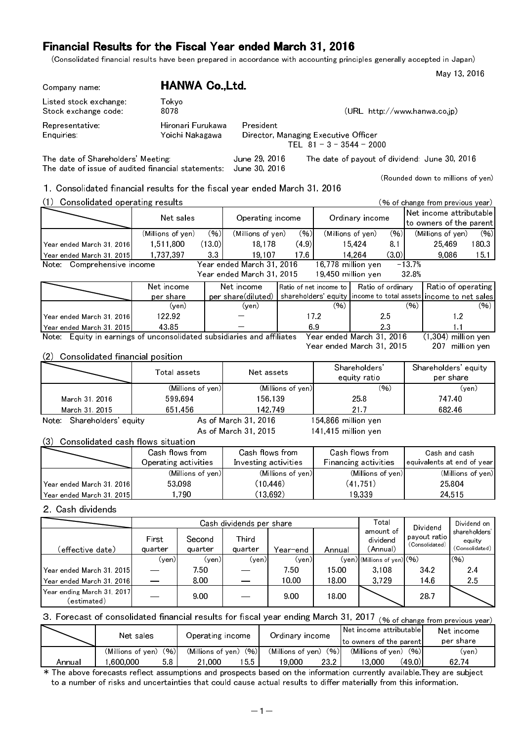# Financial Results for the Fiscal Year ended March 31, 2016

(Consolidated financial results have been prepared in accordance with accounting principles generally accepted in Japan)

May 13, 2016

Company name: **HANWA Co.,Ltd.**

Listed stock exchange: Tokyo
Stock exchange code: 8078 (URL http://www.hanwa.co.jp)

Representative: Hironari Furukawa, President
Enquiries: Yoichi Nakagawa, Director, Managing Executive Officer
TEL 81 - 3 - 3544 - 2000

The date of Shareholders' Meeting: June 29, 2016
The date of payout of dividend: June 30, 2016
The date of issue of audited financial statements: June 30, 2016

(Rounded down to millions of yen)

## 1. Consolidated financial results for the fiscal year ended March 31, 2016

### (1) Consolidated operating results

(% of change from previous year)

| | Net sales | | Operating income | | Ordinary income | | Net income attributable to owners of the parent | |
|---|---|---|---|---|---|---|---|---|
| | (Millions of yen) | (%) | (Millions of yen) | (%) | (Millions of yen) | (%) | (Millions of yen) | (%) |
| Year ended March 31, 2016 | 1,511,800 | (13.0) | 18,178 | (4.9) | 15,424 | 8.1 | 25,469 | 180.3 |
| Year ended March 31, 2015 | 1,737,397 | 3.3 | 19,107 | 17.6 | 14,264 | (3.0) | 9,086 | 15.1 |

Note: Comprehensive income
Year ended March 31, 2016: 16,778 million yen, −13.7%
Year ended March 31, 2015: 19,450 million yen, 32.8%

| | Net income per share | Net income per share(diluted) | Ratio of net income to shareholders' equity | Ratio of ordinary income to total assets | Ratio of operating income to net sales |
|---|---|---|---|---|---|
| | (yen) | (yen) | (%) | (%) | (%) |
| Year ended March 31, 2016 | 122.92 | — | 17.2 | 2.5 | 1.2 |
| Year ended March 31, 2015 | 43.85 | — | 6.9 | 2.3 | 1.1 |

Note: Equity in earnings of unconsolidated subsidiaries and affiliates
Year ended March 31, 2016: (1,304) million yen
Year ended March 31, 2015: 207 million yen

### (2) Consolidated financial position

| | Total assets | Net assets | Shareholders' equity ratio | Shareholders' equity per share |
|---|---|---|---|---|
| | (Millions of yen) | (Millions of yen) | (%) | (yen) |
| March 31, 2016 | 599,694 | 156,139 | 25.8 | 747.40 |
| March 31, 2015 | 651,456 | 142,749 | 21.7 | 682.46 |

Note: Shareholders' equity
As of March 31, 2016: 154,866 million yen
As of March 31, 2015: 141,415 million yen

### (3) Consolidated cash flows situation

| | Cash flows from Operating activities | Cash flows from Investing activities | Cash flows from Financing activities | Cash and cash equivalents at end of year |
|---|---|---|---|---|
| | (Millions of yen) | (Millions of yen) | (Millions of yen) | (Millions of yen) |
| Year ended March 31, 2016 | 53,098 | (10,446) | (41,751) | 25,804 |
| Year ended March 31, 2015 | 1,790 | (13,692) | 19,339 | 24,515 |

## 2. Cash dividends

| (effective date) | Cash dividends per share | | | | | Total amount of dividend (Annual) | Dividend payout ratio (Consolidated) | Dividend on shareholders' equity (Consolidated) |
|---|---|---|---|---|---|---|---|---|
| | First quarter | Second quarter | Third quarter | Year-end | Annual | | | |
| | (yen) | (yen) | (yen) | (yen) | (yen) | (Millions of yen) | (%) | (%) |
| Year ended March 31, 2015 | — | 7.50 | — | 7.50 | 15.00 | 3,108 | 34.2 | 2.4 |
| Year ended March 31, 2016 | — | 8.00 | — | 10.00 | 18.00 | 3,729 | 14.6 | 2.5 |
| Year ending March 31, 2017 (estimated) | — | 9.00 | — | 9.00 | 18.00 | | 28.7 | |

## 3. Forecast of consolidated financial results for fiscal year ending March 31, 2017

(% of change from previous year)

| | Net sales | | Operating income | | Ordinary income | | Net income attributable to owners of the parent | | Net income per share |
|---|---|---|---|---|---|---|---|---|---|
| | (Millions of yen) | (%) | (Millions of yen) | (%) | (Millions of yen) | (%) | (Millions of yen) | (%) | (yen) |
| Annual | 1,600,000 | 5.8 | 21,000 | 15.5 | 19,000 | 23.2 | 13,000 | (49.0) | 62.74 |

* The above forecasts reflect assumptions and prospects based on the information currently available.They are subject to a number of risks and uncertainties that could cause actual results to differ materially from this information.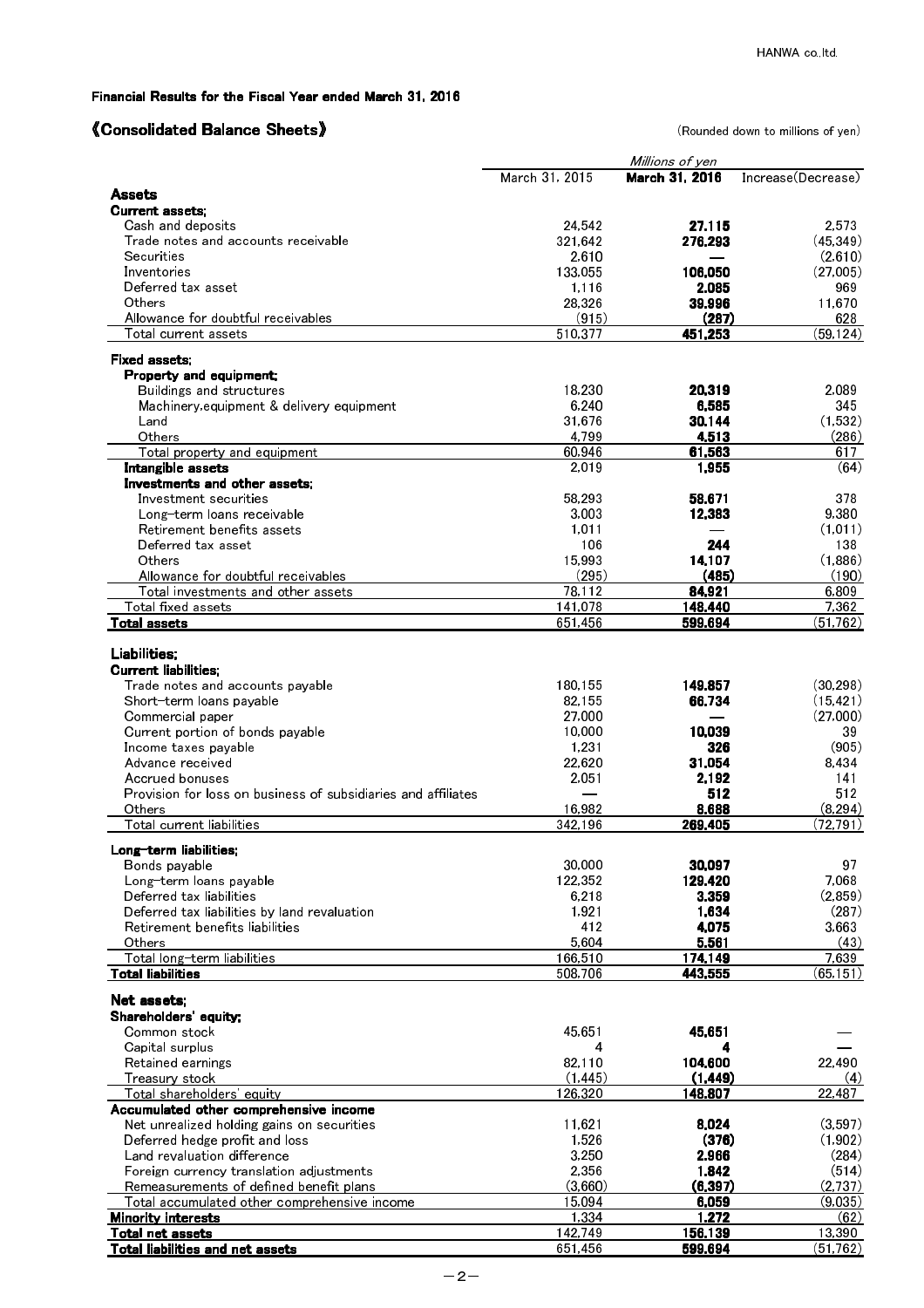Financial Results for the Fiscal Year ended March 31, 2016

## 《Consolidated Balance Sheets》

(Rounded down to millions of yen)

| | Millions of yen | | |
|---|---|---|---|
| | March 31, 2015 | **March 31, 2016** | Increase(Decrease) |
| **Assets** | | | |
| **Current assets;** | | | |
| Cash and deposits | 24,542 | **27,115** | 2,573 |
| Trade notes and accounts receivable | 321,642 | **276,293** | (45,349) |
| Securities | 2,610 | **—** | (2,610) |
| Inventories | 133,055 | **106,050** | (27,005) |
| Deferred tax asset | 1,116 | **2,085** | 969 |
| Others | 28,326 | **39,996** | 11,670 |
| Allowance for doubtful receivables | (915) | **(287)** | 628 |
| Total current assets | 510,377 | **451,253** | (59,124) |
| **Fixed assets;** | | | |
| **Property and equipment;** | | | |
| Buildings and structures | 18,230 | **20,319** | 2,089 |
| Machinery,equipment & delivery equipment | 6,240 | **6,585** | 345 |
| Land | 31,676 | **30,144** | (1,532) |
| Others | 4,799 | **4,513** | (286) |
| Total property and equipment | 60,946 | **61,563** | 617 |
| **Intangible assets** | 2,019 | **1,955** | (64) |
| **Investments and other assets;** | | | |
| Investment securities | 58,293 | **58,671** | 378 |
| Long-term loans receivable | 3,003 | **12,383** | 9,380 |
| Retirement benefits assets | 1,011 | **—** | (1,011) |
| Deferred tax asset | 106 | **244** | 138 |
| Others | 15,993 | **14,107** | (1,886) |
| Allowance for doubtful receivables | (295) | **(485)** | (190) |
| Total investments and other assets | 78,112 | **84,921** | 6,809 |
| Total fixed assets | 141,078 | **148,440** | 7,362 |
| **Total assets** | 651,456 | **599,694** | (51,762) |
| **Liabilities;** | | | |
| **Current liabilities;** | | | |
| Trade notes and accounts payable | 180,155 | **149,857** | (30,298) |
| Short-term loans payable | 82,155 | **66,734** | (15,421) |
| Commercial paper | 27,000 | **—** | (27,000) |
| Current portion of bonds payable | 10,000 | **10,039** | 39 |
| Income taxes payable | 1,231 | **326** | (905) |
| Advance received | 22,620 | **31,054** | 8,434 |
| Accrued bonuses | 2,051 | **2,192** | 141 |
| Provision for loss on business of subsidiaries and affiliates | — | **512** | 512 |
| Others | 16,982 | **8,688** | (8,294) |
| Total current liabilities | 342,196 | **269,405** | (72,791) |
| **Long-term liabilities;** | | | |
| Bonds payable | 30,000 | **30,097** | 97 |
| Long-term loans payable | 122,352 | **129,420** | 7,068 |
| Deferred tax liabilities | 6,218 | **3,359** | (2,859) |
| Deferred tax liabilities by land revaluation | 1,921 | **1,634** | (287) |
| Retirement benefits liabilities | 412 | **4,075** | 3,663 |
| Others | 5,604 | **5,561** | (43) |
| Total long-term liabilities | 166,510 | **174,149** | 7,639 |
| **Total liabilities** | 508,706 | **443,555** | (65,151) |
| **Net assets;** | | | |
| **Shareholders' equity;** | | | |
| Common stock | 45,651 | **45,651** | — |
| Capital surplus | 4 | **4** | — |
| Retained earnings | 82,110 | **104,600** | 22,490 |
| Treasury stock | (1,445) | **(1,449)** | (4) |
| Total shareholders' equity | 126,320 | **148,807** | 22,487 |
| **Accumulated other comprehensive income** | | | |
| Net unrealized holding gains on securities | 11,621 | **8,024** | (3,597) |
| Deferred hedge profit and loss | 1,526 | **(376)** | (1,902) |
| Land revaluation difference | 3,250 | **2,966** | (284) |
| Foreign currency translation adjustments | 2,356 | **1,842** | (514) |
| Remeasurements of defined benefit plans | (3,660) | **(6,397)** | (2,737) |
| Total accumulated other comprehensive income | 15,094 | **6,059** | (9,035) |
| **Minority interests** | 1,334 | **1,272** | (62) |
| **Total net assets** | 142,749 | **156,139** | 13,390 |
| **Total liabilities and net assets** | 651,456 | **599,694** | (51,762) |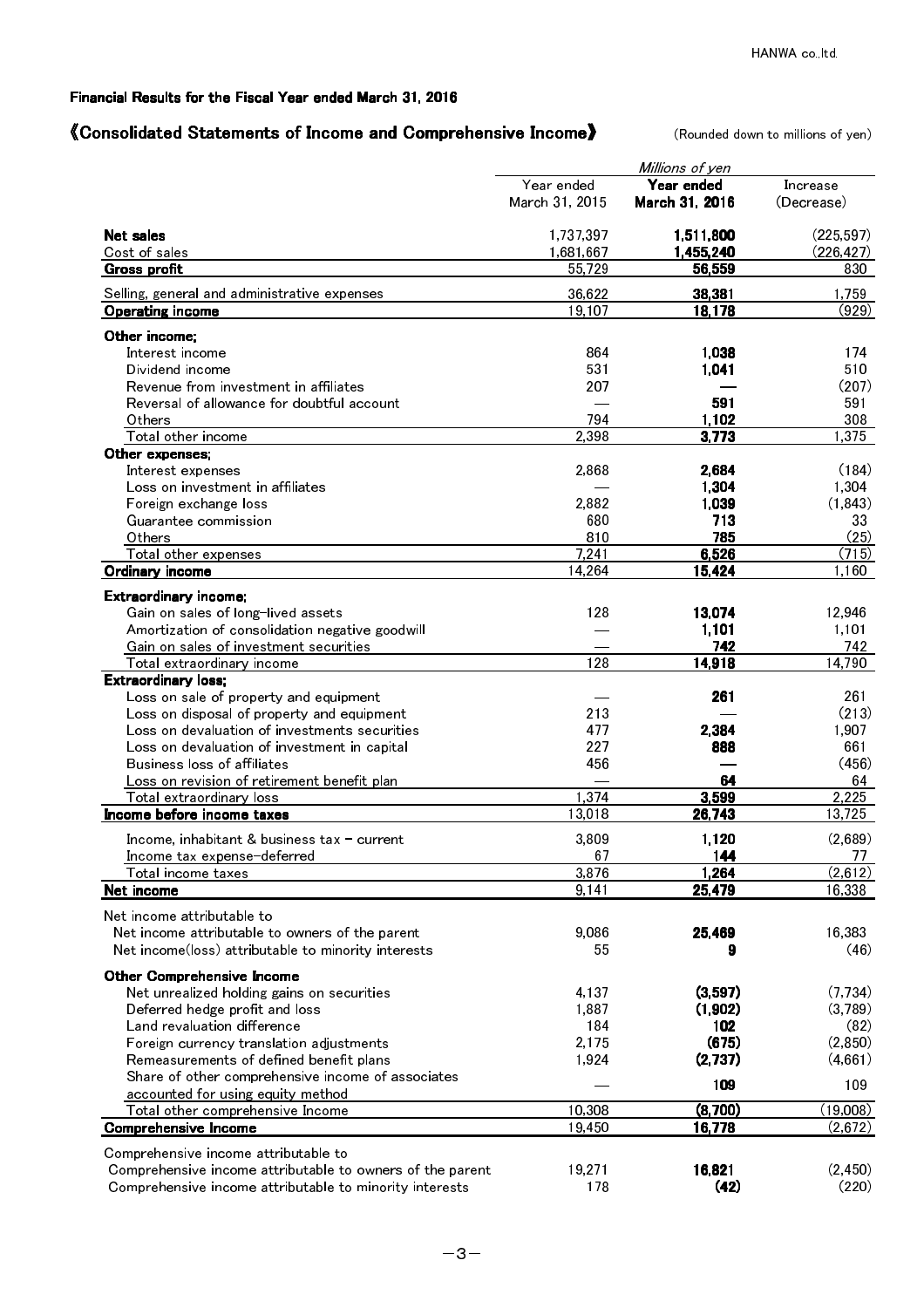### Financial Results for the Fiscal Year ended March 31, 2016

## 《Consolidated Statements of Income and Comprehensive Income》

(Rounded down to millions of yen)

| | *Millions of yen* | | |
|---|---|---|---|
| | Year ended March 31, 2015 | **Year ended March 31, 2016** | Increase (Decrease) |
| **Net sales** | 1,737,397 | **1,511,800** | (225,597) |
| Cost of sales | 1,681,667 | **1,455,240** | (226,427) |
| **Gross profit** | 55,729 | **56,559** | 830 |
| Selling, general and administrative expenses | 36,622 | **38,381** | 1,759 |
| **Operating income** | 19,107 | **18,178** | (929) |
| **Other income;** | | | |
| Interest income | 864 | **1,038** | 174 |
| Dividend income | 531 | **1,041** | 510 |
| Revenue from investment in affiliates | 207 | **—** | (207) |
| Reversal of allowance for doubtful account | — | **591** | 591 |
| Others | 794 | **1,102** | 308 |
| Total other income | 2,398 | **3,773** | 1,375 |
| **Other expenses;** | | | |
| Interest expenses | 2,868 | **2,684** | (184) |
| Loss on investment in affiliates | — | **1,304** | 1,304 |
| Foreign exchange loss | 2,882 | **1,039** | (1,843) |
| Guarantee commission | 680 | **713** | 33 |
| Others | 810 | **785** | (25) |
| Total other expenses | 7,241 | **6,526** | (715) |
| **Ordinary income** | 14,264 | **15,424** | 1,160 |
| **Extraordinary income;** | | | |
| Gain on sales of long-lived assets | 128 | **13,074** | 12,946 |
| Amortization of consolidation negative goodwill | — | **1,101** | 1,101 |
| Gain on sales of investment securities | — | **742** | 742 |
| Total extraordinary income | 128 | **14,918** | 14,790 |
| **Extraordinary loss;** | | | |
| Loss on sale of property and equipment | — | **261** | 261 |
| Loss on disposal of property and equipment | 213 | **—** | (213) |
| Loss on devaluation of investments securities | 477 | **2,384** | 1,907 |
| Loss on devaluation of investment in capital | 227 | **888** | 661 |
| Business loss of affiliates | 456 | **—** | (456) |
| Loss on revision of retirement benefit plan | — | **64** | 64 |
| Total extraordinary loss | 1,374 | **3,599** | 2,225 |
| **Income before income taxes** | 13,018 | **26,743** | 13,725 |
| Income, inhabitant & business tax - current | 3,809 | **1,120** | (2,689) |
| Income tax expense-deferred | 67 | **144** | 77 |
| Total income taxes | 3,876 | **1,264** | (2,612) |
| **Net income** | 9,141 | **25,479** | 16,338 |
| Net income attributable to | | | |
| Net income attributable to owners of the parent | 9,086 | **25,469** | 16,383 |
| Net income(loss) attributable to minority interests | 55 | **9** | (46) |
| **Other Comprehensive Income** | | | |
| Net unrealized holding gains on securities | 4,137 | **(3,597)** | (7,734) |
| Deferred hedge profit and loss | 1,887 | **(1,902)** | (3,789) |
| Land revaluation difference | 184 | **102** | (82) |
| Foreign currency translation adjustments | 2,175 | **(675)** | (2,850) |
| Remeasurements of defined benefit plans | 1,924 | **(2,737)** | (4,661) |
| Share of other comprehensive income of associates accounted for using equity method | — | **109** | 109 |
| Total other comprehensive Income | 10,308 | **(8,700)** | (19,008) |
| **Comprehensive Income** | 19,450 | **16,778** | (2,672) |
| Comprehensive income attributable to | | | |
| Comprehensive income attributable to owners of the parent | 19,271 | **16,821** | (2,450) |
| Comprehensive income attributable to minority interests | 178 | **(42)** | (220) |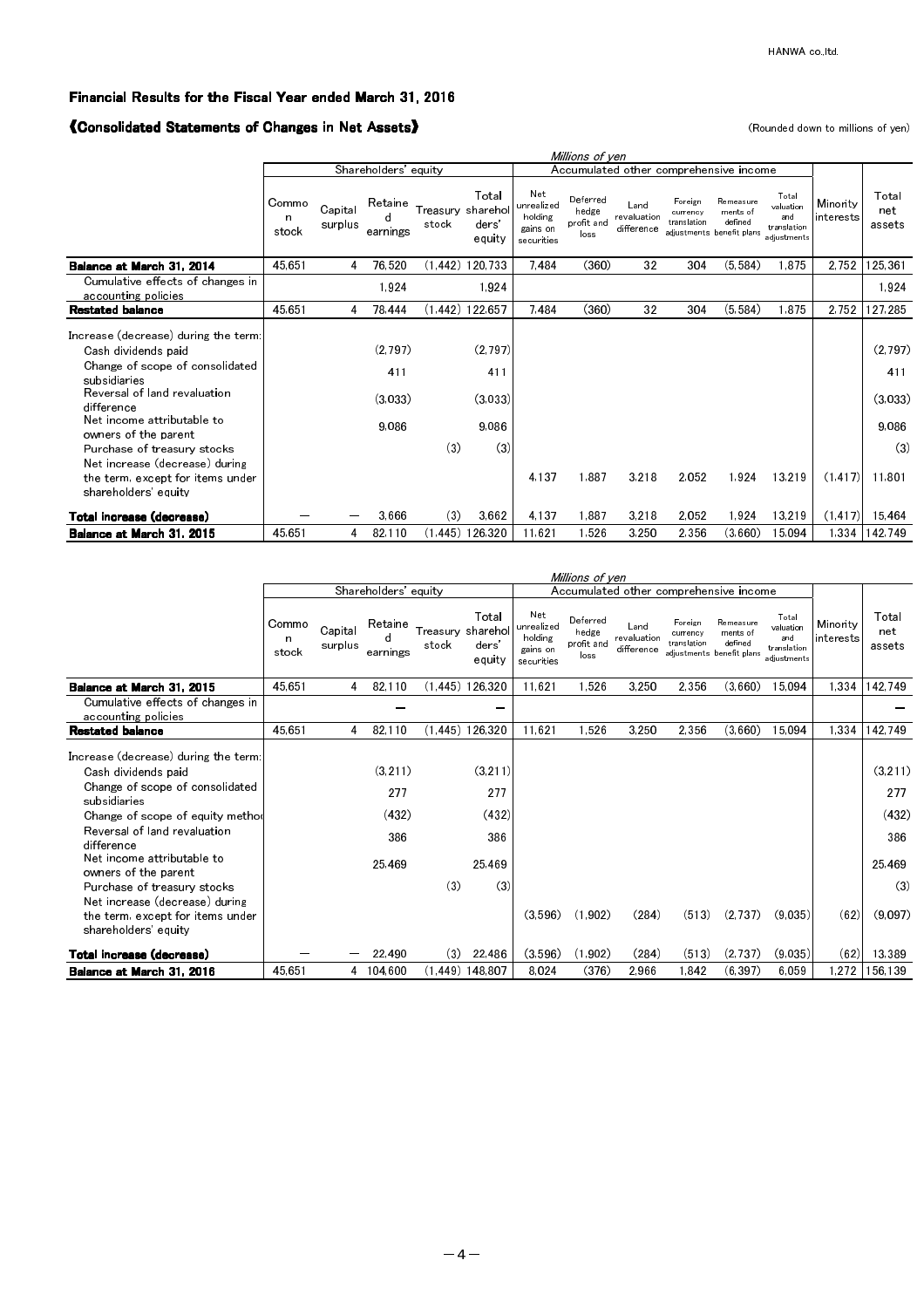HANWA co.,ltd.

**Financial Results for the Fiscal Year ended March 31, 2016**

**《Consolidated Statements of Changes in Net Assets》**

(Rounded down to millions of yen)

| | *Millions of yen* | | | | | | | | | | | | |
|---|---|---|---|---|---|---|---|---|---|---|---|---|---|
| | Shareholders' equity | | | | | Accumulated other comprehensive income | | | | | | | |
| | Common stock | Capital surplus | Retained earnings | Treasury stock | Total shareholders' equity | Net unrealized holding gains on securities | Deferred hedge profit and loss | Land revaluation difference | Foreign currency translation adjustments | Remeasurements of defined benefit plans | Total valuation and translation adjustments | Minority interests | Total net assets |
| **Balance at March 31, 2014** | 45,651 | 4 | 76,520 | (1,442) | 120,733 | 7,484 | (360) | 32 | 304 | (5,584) | 1,875 | 2,752 | 125,361 |
| Cumulative effects of changes in accounting policies | | | 1,924 | | 1,924 | | | | | | | | 1,924 |
| **Restated balance** | 45,651 | 4 | 78,444 | (1,442) | 122,657 | 7,484 | (360) | 32 | 304 | (5,584) | 1,875 | 2,752 | 127,285 |
| Increase (decrease) during the term: | | | | | | | | | | | | | |
| Cash dividends paid | | | (2,797) | | (2,797) | | | | | | | | (2,797) |
| Change of scope of consolidated subsidiaries | | | 411 | | 411 | | | | | | | | 411 |
| Reversal of land revaluation difference | | | (3,033) | | (3,033) | | | | | | | | (3,033) |
| Net income attributable to owners of the parent | | | 9,086 | | 9,086 | | | | | | | | 9,086 |
| Purchase of treasury stocks | | | | (3) | (3) | | | | | | | | (3) |
| Net increase (decrease) during the term, except for items under shareholders' equity | | | | | | 4,137 | 1,887 | 3,218 | 2,052 | 1,924 | 13,219 | (1,417) | 11,801 |
| **Total increase (decrease)** | ― | ― | 3,666 | (3) | 3,662 | 4,137 | 1,887 | 3,218 | 2,052 | 1,924 | 13,219 | (1,417) | 15,464 |
| **Balance at March 31, 2015** | 45,651 | 4 | 82,110 | (1,445) | 126,320 | 11,621 | 1,526 | 3,250 | 2,356 | (3,660) | 15,094 | 1,334 | 142,749 |

| | *Millions of yen* | | | | | | | | | | | | |
|---|---|---|---|---|---|---|---|---|---|---|---|---|---|
| | Shareholders' equity | | | | | Accumulated other comprehensive income | | | | | | | |
| | Common stock | Capital surplus | Retained earnings | Treasury stock | Total shareholders' equity | Net unrealized holding gains on securities | Deferred hedge profit and loss | Land revaluation difference | Foreign currency translation adjustments | Remeasurements of defined benefit plans | Total valuation and translation adjustments | Minority interests | Total net assets |
| **Balance at March 31, 2015** | 45,651 | 4 | 82,110 | (1,445) | 126,320 | 11,621 | 1,526 | 3,250 | 2,356 | (3,660) | 15,094 | 1,334 | 142,749 |
| Cumulative effects of changes in accounting policies | | | ― | | ― | | | | | | | | ― |
| **Restated balance** | 45,651 | 4 | 82,110 | (1,445) | 126,320 | 11,621 | 1,526 | 3,250 | 2,356 | (3,660) | 15,094 | 1,334 | 142,749 |
| Increase (decrease) during the term: | | | | | | | | | | | | | |
| Cash dividends paid | | | (3,211) | | (3,211) | | | | | | | | (3,211) |
| Change of scope of consolidated subsidiaries | | | 277 | | 277 | | | | | | | | 277 |
| Change of scope of equity method | | | (432) | | (432) | | | | | | | | (432) |
| Reversal of land revaluation difference | | | 386 | | 386 | | | | | | | | 386 |
| Net income attributable to owners of the parent | | | 25,469 | | 25,469 | | | | | | | | 25,469 |
| Purchase of treasury stocks | | | | (3) | (3) | | | | | | | | (3) |
| Net increase (decrease) during the term, except for items under shareholders' equity | | | | | | (3,596) | (1,902) | (284) | (513) | (2,737) | (9,035) | (62) | (9,097) |
| **Total increase (decrease)** | ― | ― | 22,490 | (3) | 22,486 | (3,596) | (1,902) | (284) | (513) | (2,737) | (9,035) | (62) | 13,389 |
| **Balance at March 31, 2016** | 45,651 | 4 | 104,600 | (1,449) | 148,807 | 8,024 | (376) | 2,966 | 1,842 | (6,397) | 6,059 | 1,272 | 156,139 |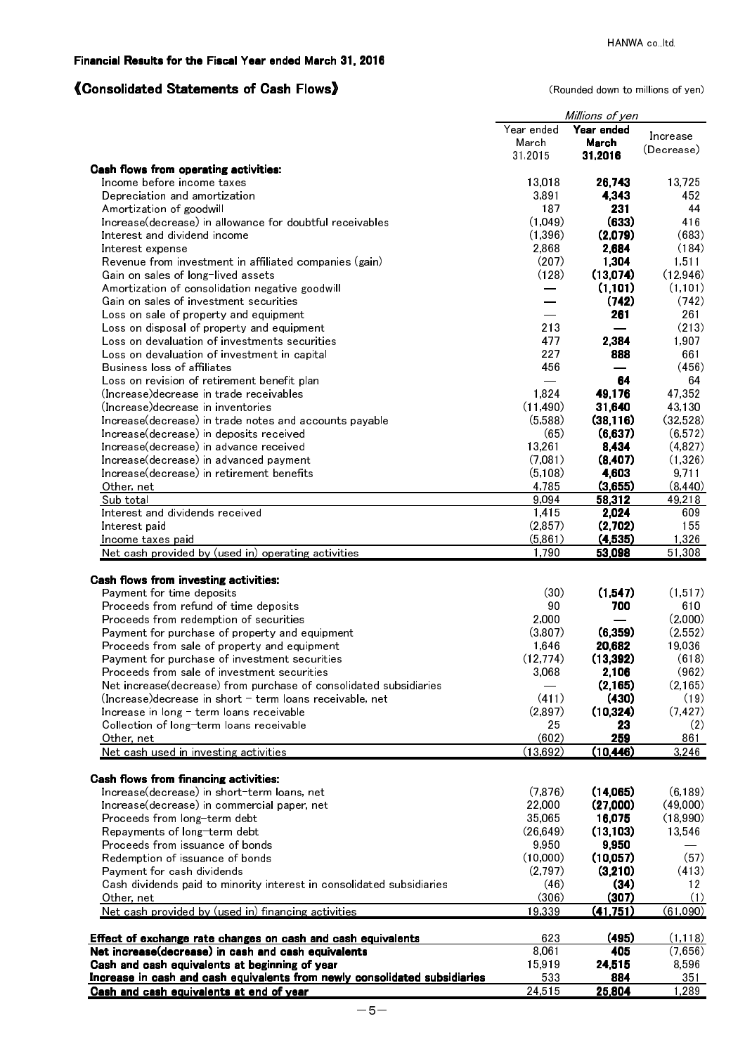HANWA co.,ltd.

**Financial Results for the Fiscal Year ended March 31, 2016**

## 《Consolidated Statements of Cash Flows》

(Rounded down to millions of yen)

| | *Millions of yen* | | |
|---|---|---|---|
| | Year ended March 31.2015 | **Year ended March 31.2016** | Increase (Decrease) |
| **Cash flows from operating activities:** | | | |
| Income before income taxes | 13,018 | **26,743** | 13,725 |
| Depreciation and amortization | 3,891 | **4,343** | 452 |
| Amortization of goodwill | 187 | **231** | 44 |
| Increase(decrease) in allowance for doubtful receivables | (1,049) | **(633)** | 416 |
| Interest and dividend income | (1,396) | **(2,079)** | (683) |
| Interest expense | 2,868 | **2,684** | (184) |
| Revenue from investment in affiliated companies (gain) | (207) | **1,304** | 1,511 |
| Gain on sales of long-lived assets | (128) | **(13,074)** | (12,946) |
| Amortization of consolidation negative goodwill | — | **(1,101)** | (1,101) |
| Gain on sales of investment securities | — | **(742)** | (742) |
| Loss on sale of property and equipment | — | **261** | 261 |
| Loss on disposal of property and equipment | 213 | **—** | (213) |
| Loss on devaluation of investments securities | 477 | **2,384** | 1,907 |
| Loss on devaluation of investment in capital | 227 | **888** | 661 |
| Business loss of affiliates | 456 | **—** | (456) |
| Loss on revision of retirement benefit plan | — | **64** | 64 |
| (Increase)decrease in trade receivables | 1,824 | **49,176** | 47,352 |
| (Increase)decrease in inventories | (11,490) | **31,640** | 43,130 |
| Increase(decrease) in trade notes and accounts payable | (5,588) | **(38,116)** | (32,528) |
| Increase(decrease) in deposits received | (65) | **(6,637)** | (6,572) |
| Increase(decrease) in advance received | 13,261 | **8,434** | (4,827) |
| Increase(decrease) in advanced payment | (7,081) | **(8,407)** | (1,326) |
| Increase(decrease) in retirement benefits | (5,108) | **4,603** | 9,711 |
| Other, net | 4,785 | **(3,655)** | (8,440) |
| Sub total | 9,094 | **58,312** | 49,218 |
| Interest and dividends received | 1,415 | **2,024** | 609 |
| Interest paid | (2,857) | **(2,702)** | 155 |
| Income taxes paid | (5,861) | **(4,535)** | 1,326 |
| Net cash provided by (used in) operating activities | 1,790 | **53,098** | 51,308 |
| **Cash flows from investing activities:** | | | |
| Payment for time deposits | (30) | **(1,547)** | (1,517) |
| Proceeds from refund of time deposits | 90 | **700** | 610 |
| Proceeds from redemption of securities | 2,000 | **—** | (2,000) |
| Payment for purchase of property and equipment | (3,807) | **(6,359)** | (2,552) |
| Proceeds from sale of property and equipment | 1,646 | **20,682** | 19,036 |
| Payment for purchase of investment securities | (12,774) | **(13,392)** | (618) |
| Proceeds from sale of investment securities | 3,068 | **2,106** | (962) |
| Net increase(decrease) from purchase of consolidated subsidiaries | — | **(2,165)** | (2,165) |
| (Increase)decrease in short - term loans receivable, net | (411) | **(430)** | (19) |
| Increase in long - term loans receivable | (2,897) | **(10,324)** | (7,427) |
| Collection of long-term loans receivable | 25 | **23** | (2) |
| Other, net | (602) | **259** | 861 |
| Net cash used in investing activities | (13,692) | **(10,446)** | 3,246 |
| **Cash flows from financing activities:** | | | |
| Increase(decrease) in short-term loans, net | (7,876) | **(14,065)** | (6,189) |
| Increase(decrease) in commercial paper, net | 22,000 | **(27,000)** | (49,000) |
| Proceeds from long-term debt | 35,065 | **16,075** | (18,990) |
| Repayments of long-term debt | (26,649) | **(13,103)** | 13,546 |
| Proceeds from issuance of bonds | 9,950 | **9,950** | — |
| Redemption of issuance of bonds | (10,000) | **(10,057)** | (57) |
| Payment for cash dividends | (2,797) | **(3,210)** | (413) |
| Cash dividends paid to minority interest in consolidated subsidiaries | (46) | **(34)** | 12 |
| Other, net | (306) | **(307)** | (1) |
| Net cash provided by (used in) financing activities | 19,339 | **(41,751)** | (61,090) |
| **Effect of exchange rate changes on cash and cash equivalents** | 623 | **(495)** | (1,118) |
| **Net increase(decrease) in cash and cash equivalents** | 8,061 | **405** | (7,656) |
| **Cash and cash equivalents at beginning of year** | 15,919 | **24,515** | 8,596 |
| **Increase in cash and cash equivalents from newly consolidated subsidiaries** | 533 | **884** | 351 |
| **Cash and cash equivalents at end of year** | 24,515 | **25,804** | 1,289 |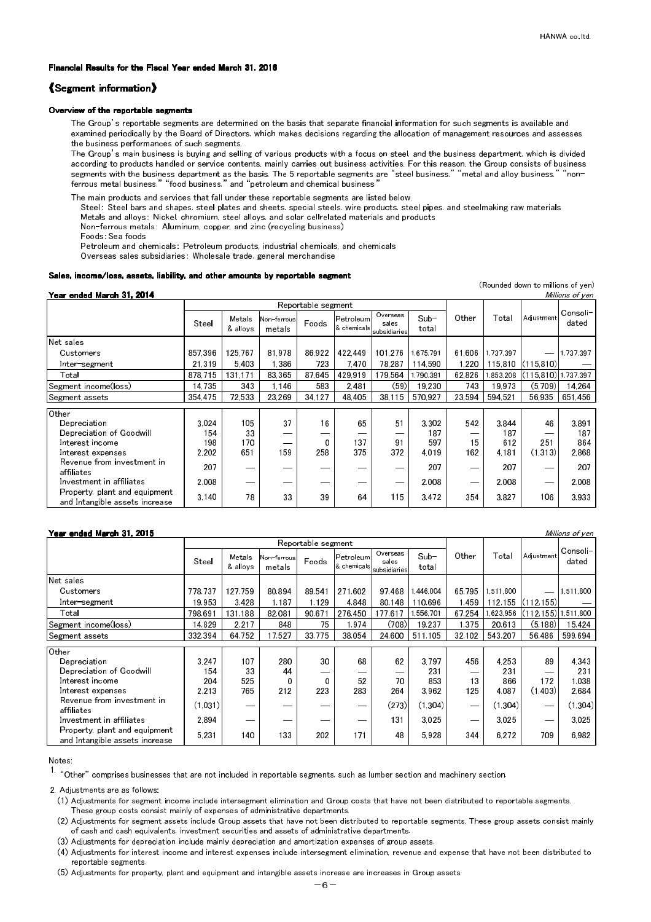## Financial Results for the Fiscal Year ended March 31, 2016

## 《Segment information》

### Overview of the reportable segments

The Group's reportable segments are determined on the basis that separate financial information for such segments is available and examined periodically by the Board of Directors, which makes decisions regarding the allocation of management resources and assesses the business performances of such segments.

The Group's main business is buying and selling of various products with a focus on steel, and the business department, which is divided according to products handled or service contents, mainly carries out business activities. For this reason, the Group consists of business segments with the business department as the basis. The 5 reportable segments are "steel business," "metal and alloy business," "non-ferrous metal business," "food business," and "petroleum and chemical business."

The main products and services that fall under these reportable segments are listed below.

Steel: Steel bars and shapes, steel plates and sheets, special steels, wire products, steel pipes, and steelmaking raw materials
Metals and alloys: Nickel, chromium, steel alloys, and solar cellrelated materials and products
Non-ferrous metals: Aluminum, copper, and zinc (recycling business)
Foods: Sea foods
Petroleum and chemicals: Petroleum products, industrial chemicals, and chemicals
Overseas sales subsidiaries: Wholesale trade, general merchandise

### Sales, income/loss, assets, liability, and other amounts by reportable segment

(Rounded down to millions of yen)

**Year ended March 31, 2014**

Millions of yen

| | Reportable segment | | | | | | | Other | Total | Adjustment | Consoli-dated |
|---|---|---|---|---|---|---|---|---|---|---|---|
| | Steel | Metals & alloys | Non-ferrous metals | Foods | Petroleum & chemicals | Overseas sales subsidiaries | Sub-total | | | | |
| Net sales | | | | | | | | | | | |
| Customers | 857,396 | 125,767 | 81,978 | 86,922 | 422,449 | 101,276 | 1,675,791 | 61,606 | 1,737,397 | — | 1,737,397 |
| Inter-segment | 21,319 | 5,403 | 1,386 | 723 | 7,470 | 78,287 | 114,590 | 1,220 | 115,810 | (115,810) | — |
| Total | 878,715 | 131,171 | 83,365 | 87,645 | 429,919 | 179,564 | 1,790,381 | 62,826 | 1,853,208 | (115,810) | 1,737,397 |
| Segment income(loss) | 14,735 | 343 | 1,146 | 583 | 2,481 | (59) | 19,230 | 743 | 19,973 | (5,709) | 14,264 |
| Segment assets | 354,475 | 72,533 | 23,269 | 34,127 | 48,405 | 38,115 | 570,927 | 23,594 | 594,521 | 56,935 | 651,456 |
| Other | | | | | | | | | | | |
| Depreciation | 3,024 | 105 | 37 | 16 | 65 | 51 | 3,302 | 542 | 3,844 | 46 | 3,891 |
| Depreciation of Goodwill | 154 | 33 | — | — | — | — | 187 | — | 187 | — | 187 |
| Interest income | 198 | 170 | — | 0 | 137 | 91 | 597 | 15 | 612 | 251 | 864 |
| Interest expenses | 2,202 | 651 | 159 | 258 | 375 | 372 | 4,019 | 162 | 4,181 | (1,313) | 2,868 |
| Revenue from investment in affiliates | 207 | — | — | — | — | — | 207 | — | 207 | — | 207 |
| Investment in affiliates | 2,008 | — | — | — | — | — | 2,008 | — | 2,008 | — | 2,008 |
| Property, plant and equipment and Intangible assets increase | 3,140 | 78 | 33 | 39 | 64 | 115 | 3,472 | 354 | 3,827 | 106 | 3,933 |

**Year ended March 31, 2015**

Millions of yen

| | Reportable segment | | | | | | | Other | Total | Adjustment | Consoli-dated |
|---|---|---|---|---|---|---|---|---|---|---|---|
| | Steel | Metals & alloys | Non-ferrous metals | Foods | Petroleum & chemicals | Overseas sales subsidiaries | Sub-total | | | | |
| Net sales | | | | | | | | | | | |
| Customers | 778,737 | 127,759 | 80,894 | 89,541 | 271,602 | 97,468 | 1,446,004 | 65,795 | 1,511,800 | — | 1,511,800 |
| Inter-segment | 19,953 | 3,428 | 1,187 | 1,129 | 4,848 | 80,148 | 110,696 | 1,459 | 112,155 | (112,155) | — |
| Total | 798,691 | 131,188 | 82,081 | 90,671 | 276,450 | 177,617 | 1,556,701 | 67,254 | 1,623,956 | (112,155) | 1,511,800 |
| Segment income(loss) | 14,829 | 2,217 | 848 | 75 | 1,974 | (708) | 19,237 | 1,375 | 20,613 | (5,188) | 15,424 |
| Segment assets | 332,394 | 64,752 | 17,527 | 33,775 | 38,054 | 24,600 | 511,105 | 32,102 | 543,207 | 56,486 | 599,694 |
| Other | | | | | | | | | | | |
| Depreciation | 3,247 | 107 | 280 | 30 | 68 | 62 | 3,797 | 456 | 4,253 | 89 | 4,343 |
| Depreciation of Goodwill | 154 | 33 | 44 | — | — | — | 231 | — | 231 | — | 231 |
| Interest income | 204 | 525 | 0 | 0 | 52 | 70 | 853 | 13 | 866 | 172 | 1,038 |
| Interest expenses | 2,213 | 765 | 212 | 223 | 283 | 264 | 3,962 | 125 | 4,087 | (1,403) | 2,684 |
| Revenue from investment in affiliates | (1,031) | — | — | — | — | (273) | (1,304) | — | (1,304) | — | (1,304) |
| Investment in affiliates | 2,894 | — | — | — | — | 131 | 3,025 | — | 3,025 | — | 3,025 |
| Property, plant and equipment and Intangible assets increase | 5,231 | 140 | 133 | 202 | 171 | 48 | 5,928 | 344 | 6,272 | 709 | 6,982 |

Notes:

1. "Other" comprises businesses that are not included in reportable segments, such as lumber section and machinery section.

2. Adjustments are as follows:

(1) Adjustments for segment income include intersegment elimination and Group costs that have not been distributed to reportable segments. These group costs consist mainly of expenses of administrative departments.

(2) Adjustments for segment assets include Group assets that have not been distributed to reportable segments. These group assets consist mainly of cash and cash equivalents, investment securities and assets of administrative departments.

(3) Adjustments for depreciation include mainly depreciation and amortization expenses of group assets.

(4) Adjustments for interest income and interest expenses include intersegment elimination, revenue and expense that have not been distributed to reportable segments.

(5) Adjustments for property, plant and equipment and intangible assets increase are increases in Group assets.